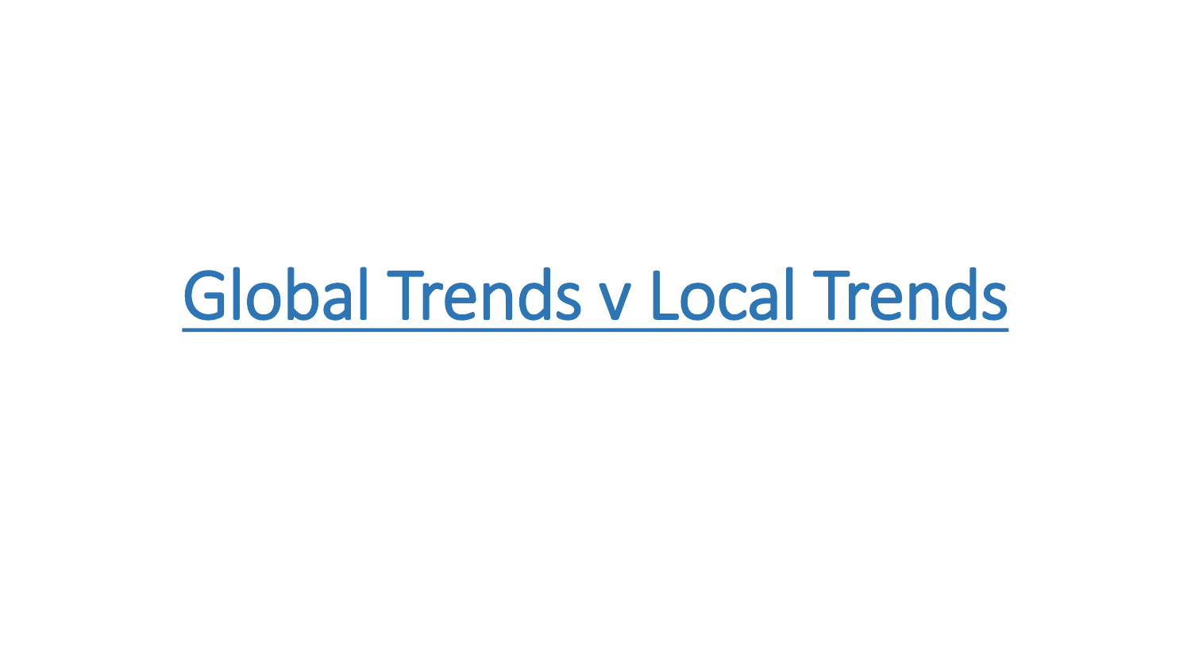# Global Trends v Local Trends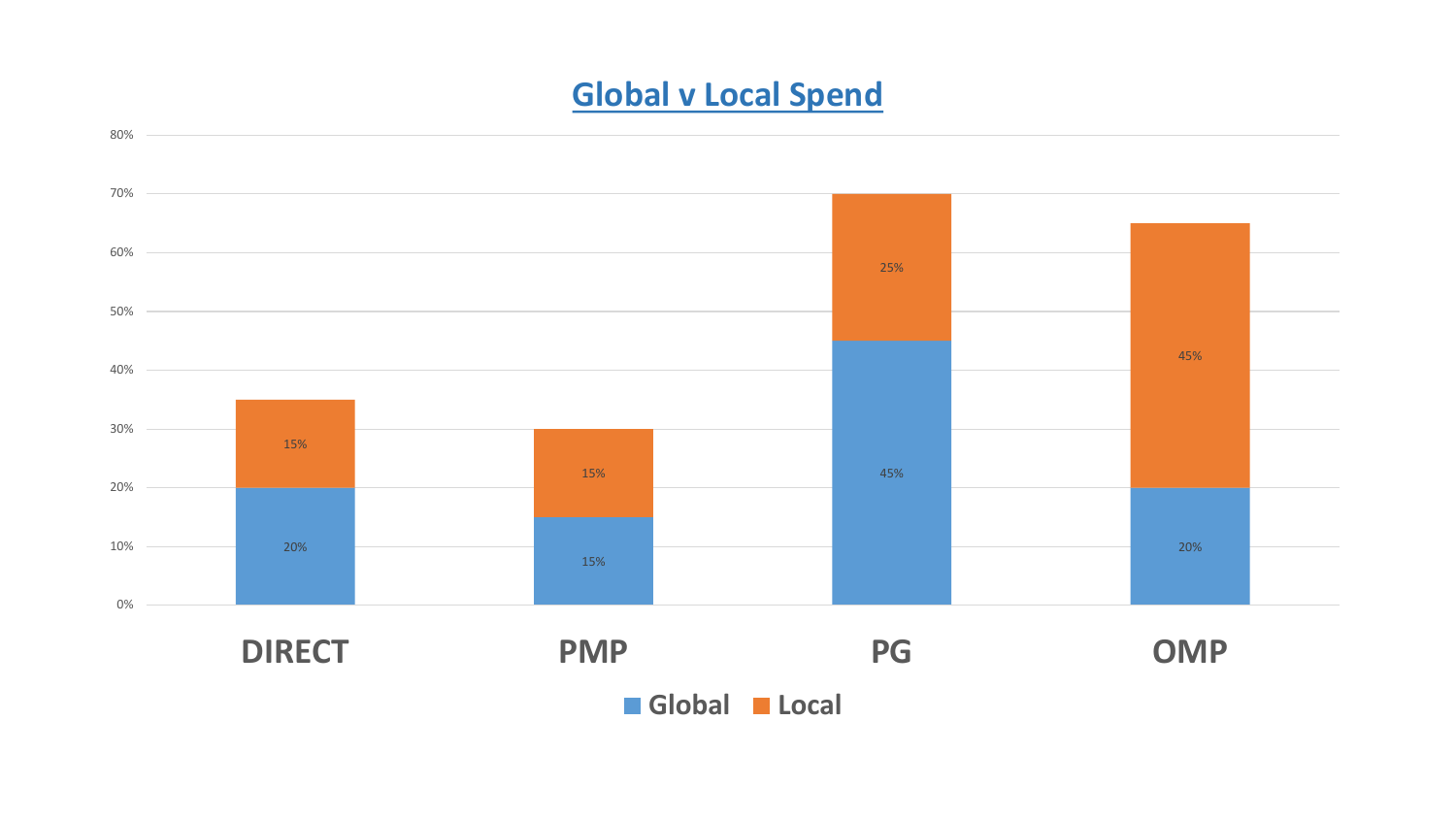# Global v Local Spend

| | DIRECT | PMP | PG | OMP |
|---|---|---|---|---|
| Global | 20% | 15% | 45% | 20% |
| Local | 15% | 15% | 25% | 45% |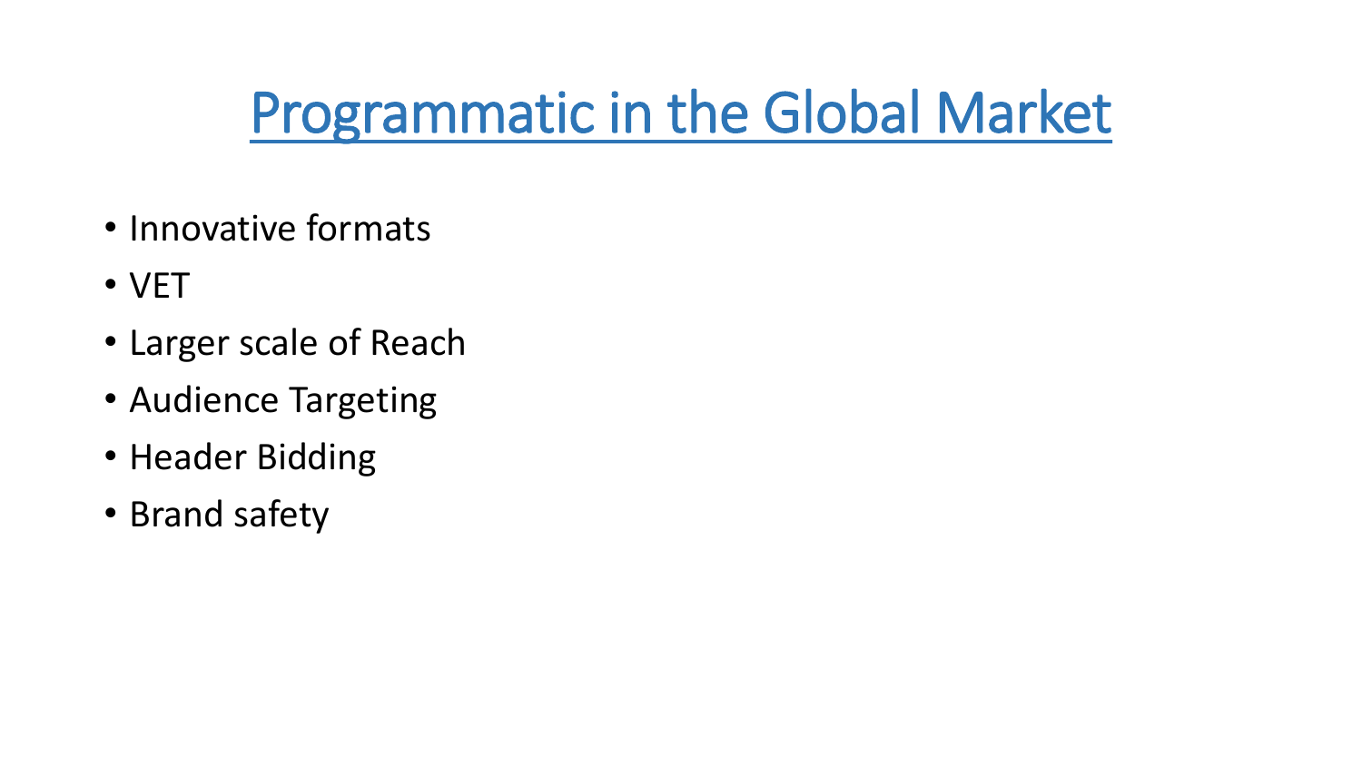# Programmatic in the Global Market

- Innovative formats
- VET
- Larger scale of Reach
- Audience Targeting
- Header Bidding
- Brand safety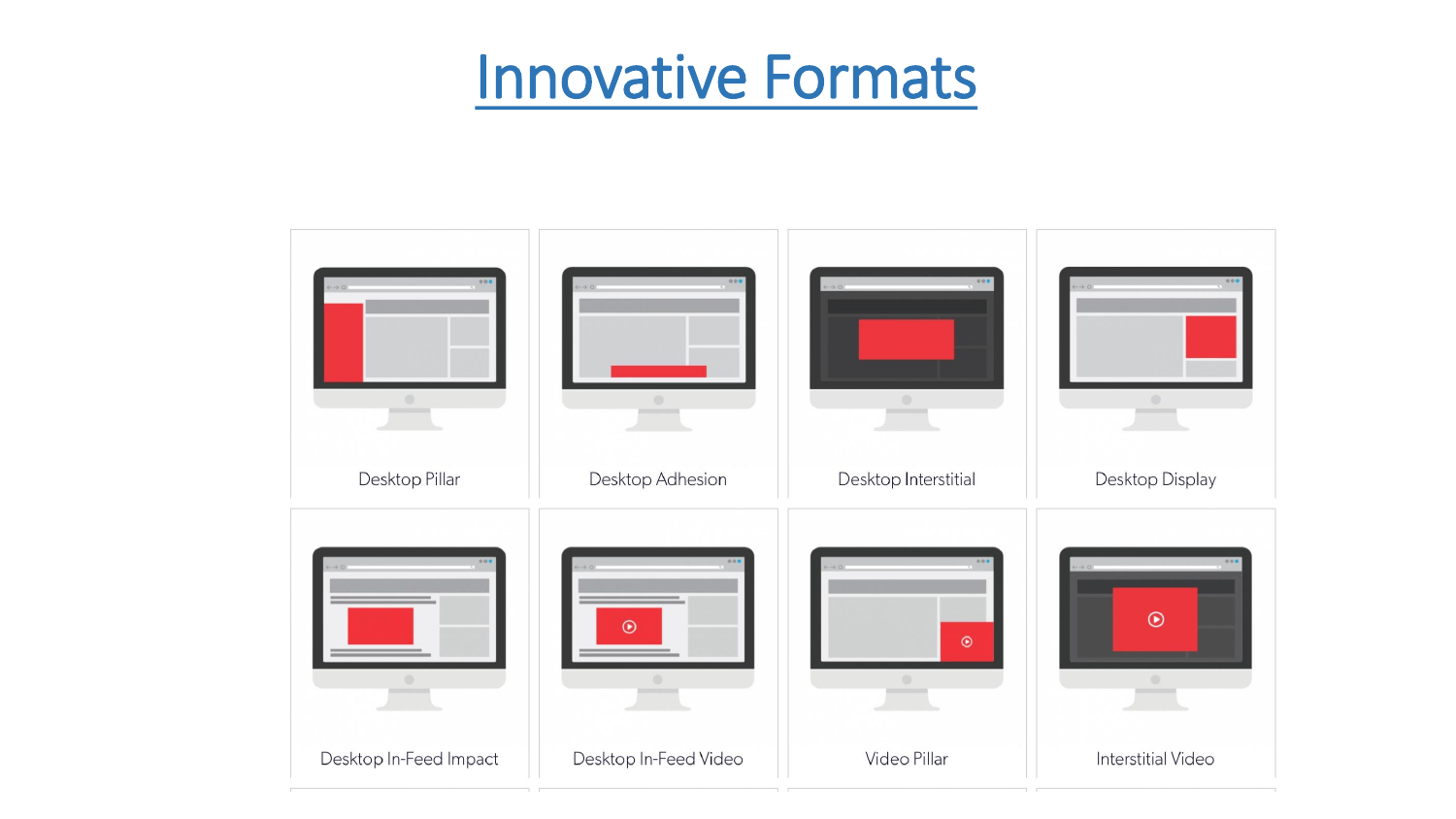# Innovative Formats

Desktop Pillar

Desktop Adhesion

Desktop Interstitial

Desktop Display

Desktop In-Feed Impact

Desktop In-Feed Video

Video Pillar

Interstitial Video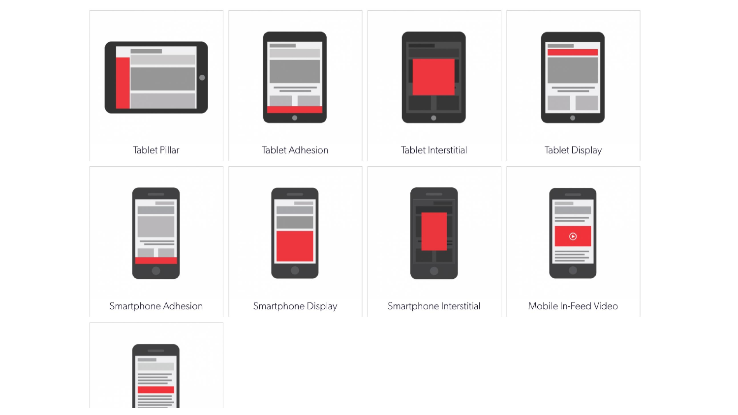Tablet Pillar

Tablet Adhesion

Tablet Interstitial

Tablet Display

Smartphone Adhesion

Smartphone Display

Smartphone Interstitial

Mobile In-Feed Video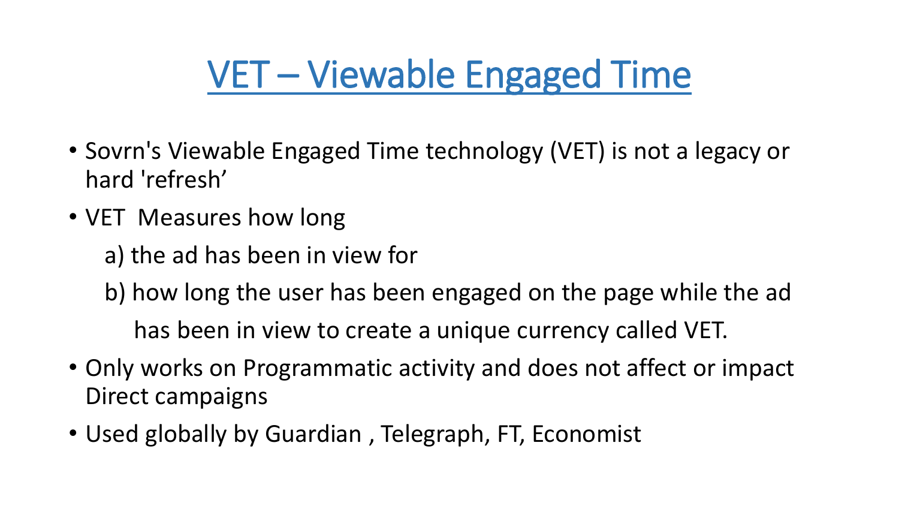# VET – Viewable Engaged Time

- Sovrn's Viewable Engaged Time technology (VET) is not a legacy or hard 'refresh’
- VET Measures how long

  a) the ad has been in view for

  b) how long the user has been engaged on the page while the ad has been in view to create a unique currency called VET.
- Only works on Programmatic activity and does not affect or impact Direct campaigns
- Used globally by Guardian , Telegraph, FT, Economist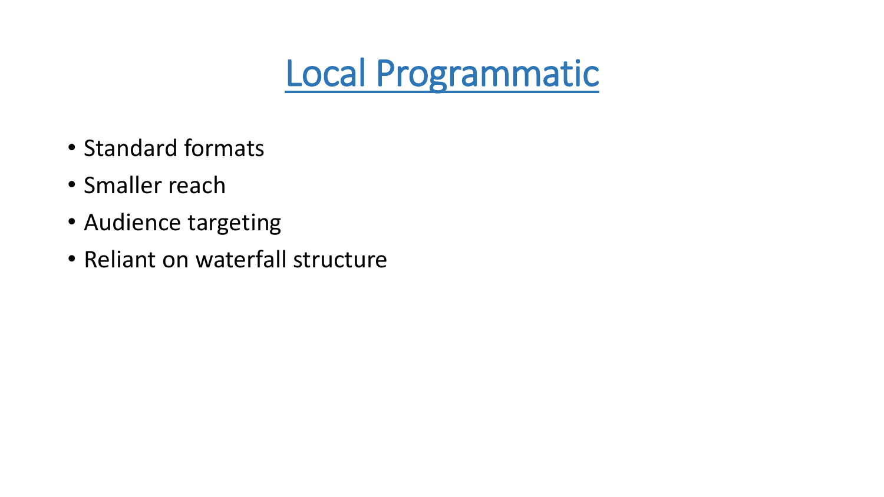# Local Programmatic

- Standard formats
- Smaller reach
- Audience targeting
- Reliant on waterfall structure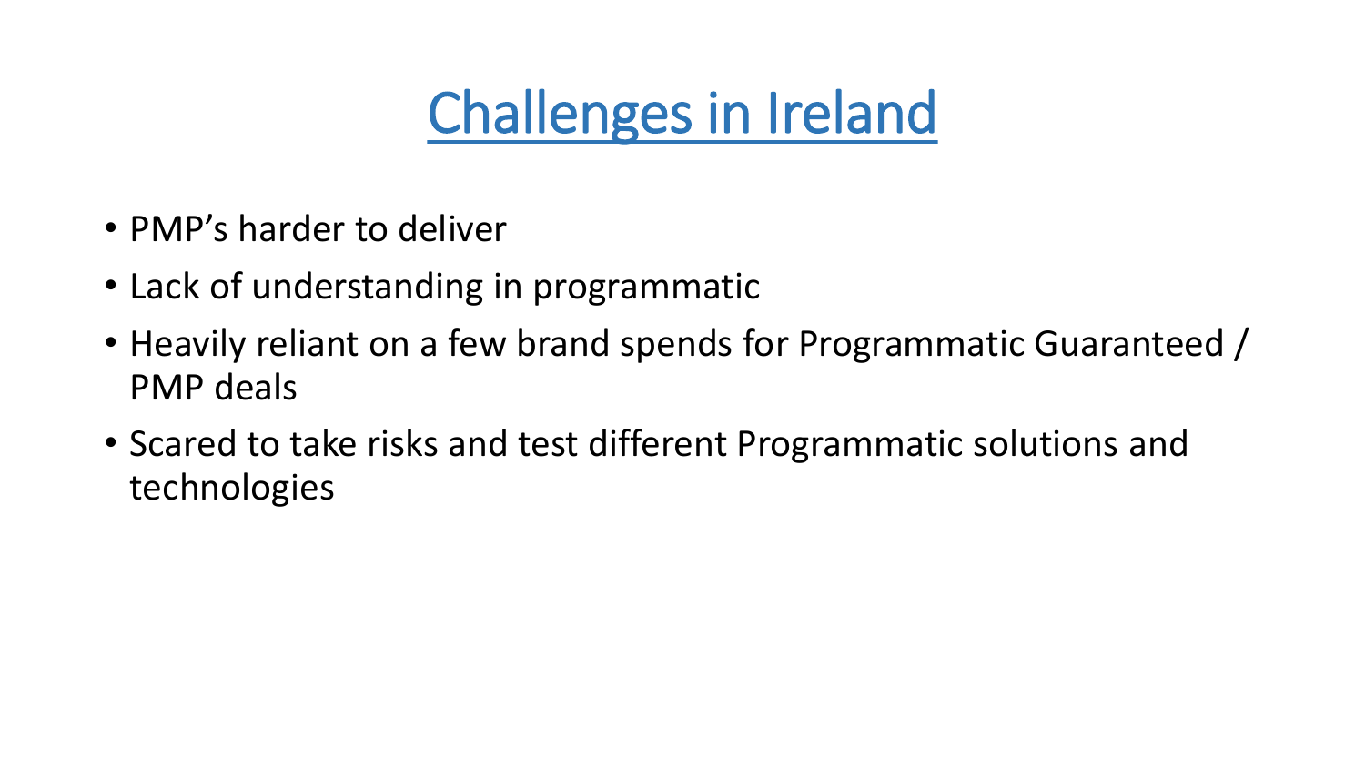# Challenges in Ireland

- PMP's harder to deliver
- Lack of understanding in programmatic
- Heavily reliant on a few brand spends for Programmatic Guaranteed / PMP deals
- Scared to take risks and test different Programmatic solutions and technologies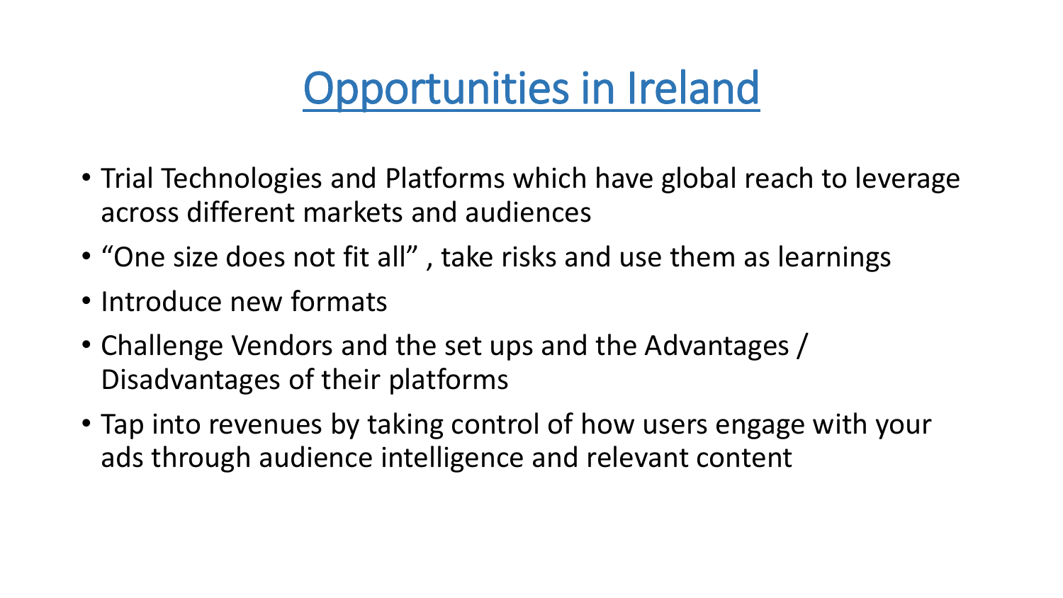# Opportunities in Ireland

- Trial Technologies and Platforms which have global reach to leverage across different markets and audiences
- “One size does not fit all” , take risks and use them as learnings
- Introduce new formats
- Challenge Vendors and the set ups and the Advantages / Disadvantages of their platforms
- Tap into revenues by taking control of how users engage with your ads through audience intelligence and relevant content